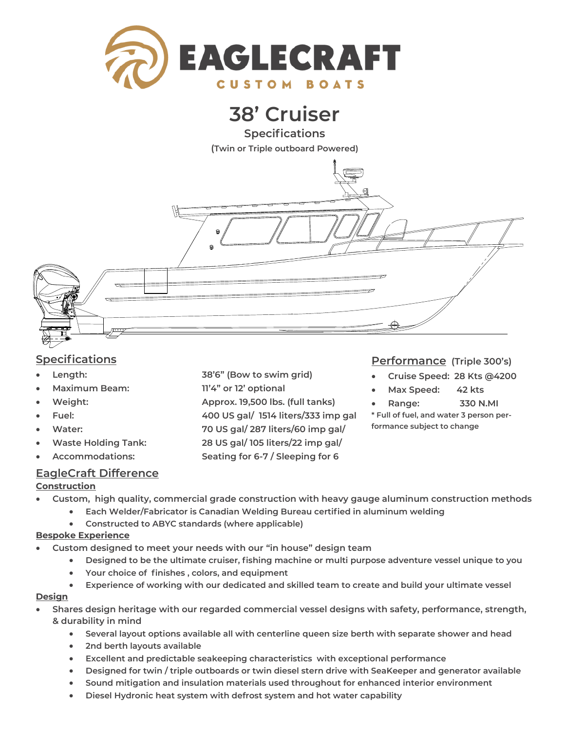# EAGLECRAFT

CUSTOM BOATS

# 38' Cruiser

## Specifications

**(Twin or Triple outboard Powered)**

## Specifications

- Length: 38'6" (Bow to swim grid)
- Maximum Beam: 11'4" or 12' optional
- Weight: Approx. 19,500 lbs. (full tanks)
- Fuel: 400 US gal/ 1514 liters/333 imp gal
- Water: 70 US gal/ 287 liters/60 imp gal/
- Waste Holding Tank: 28 US gal/ 105 liters/22 imp gal/
- Accommodations: Seating for 6-7 / Sleeping for 6

## Performance (Triple 300's)

- Cruise Speed: 28 Kts @4200
- Max Speed: 42 kts
- Range: 330 N.MI

\* Full of fuel, and water 3 person performance subject to change

## EagleCraft Difference

### Construction

- Custom, high quality, commercial grade construction with heavy gauge aluminum construction methods
  - Each Welder/Fabricator is Canadian Welding Bureau certified in aluminum welding
  - Constructed to ABYC standards (where applicable)

### Bespoke Experience

- Custom designed to meet your needs with our "in house" design team
  - Designed to be the ultimate cruiser, fishing machine or multi purpose adventure vessel unique to you
  - Your choice of finishes , colors, and equipment
  - Experience of working with our dedicated and skilled team to create and build your ultimate vessel

### Design

- Shares design heritage with our regarded commercial vessel designs with safety, performance, strength, & durability in mind
  - Several layout options available all with centerline queen size berth with separate shower and head
  - 2nd berth layouts available
  - Excellent and predictable seakeeping characteristics with exceptional performance
  - Designed for twin / triple outboards or twin diesel stern drive with SeaKeeper and generator available
  - Sound mitigation and insulation materials used throughout for enhanced interior environment
  - Diesel Hydronic heat system with defrost system and hot water capability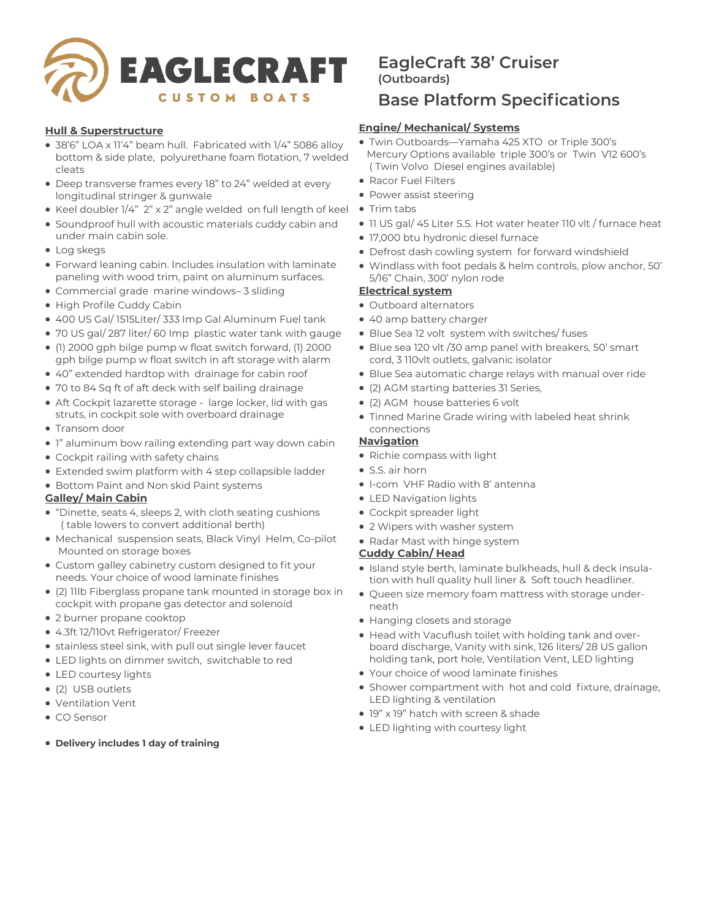EAGLECRAFT
CUSTOM BOATS

# EagleCraft 38' Cruiser
**(Outboards)**

## Base Platform Specifications

### Hull & Superstructure

- 38'6" LOA x 11'4" beam hull. Fabricated with 1/4" 5086 alloy bottom & side plate, polyurethane foam flotation, 7 welded cleats
- Deep transverse frames every 18" to 24" welded at every longitudinal stringer & gunwale
- Keel doubler 1/4" 2" x 2" angle welded on full length of keel
- Soundproof hull with acoustic materials cuddy cabin and under main cabin sole.
- Log skegs
- Forward leaning cabin. Includes insulation with laminate paneling with wood trim, paint on aluminum surfaces.
- Commercial grade marine windows– 3 sliding
- High Profile Cuddy Cabin
- 400 US Gal/ 1515Liter/ 333 Imp Gal Aluminum Fuel tank
- 70 US gal/ 287 liter/ 60 Imp plastic water tank with gauge
- (1) 2000 gph bilge pump w float switch forward, (1) 2000 gph bilge pump w float switch in aft storage with alarm
- 40" extended hardtop with drainage for cabin roof
- 70 to 84 Sq ft of aft deck with self bailing drainage
- Aft Cockpit lazarette storage - large locker, lid with gas struts, in cockpit sole with overboard drainage
- Transom door
- 1" aluminum bow railing extending part way down cabin
- Cockpit railing with safety chains
- Extended swim platform with 4 step collapsible ladder
- Bottom Paint and Non skid Paint systems

### Galley/ Main Cabin

- "Dinette, seats 4, sleeps 2, with cloth seating cushions ( table lowers to convert additional berth)
- Mechanical suspension seats, Black Vinyl Helm, Co-pilot Mounted on storage boxes
- Custom galley cabinetry custom designed to fit your needs. Your choice of wood laminate finishes
- (2) 11lb Fiberglass propane tank mounted in storage box in cockpit with propane gas detector and solenoid
- 2 burner propane cooktop
- 4.3ft 12/110vt Refrigerator/ Freezer
- stainless steel sink, with pull out single lever faucet
- LED lights on dimmer switch, switchable to red
- LED courtesy lights
- (2) USB outlets
- Ventilation Vent
- CO Sensor

- **Delivery includes 1 day of training**

### Engine/ Mechanical/ Systems

- Twin Outboards—Yamaha 425 XTO or Triple 300's Mercury Options available triple 300's or Twin V12 600's ( Twin Volvo Diesel engines available)
- Racor Fuel Filters
- Power assist steering
- Trim tabs
- 11 US gal/ 45 Liter S.S. Hot water heater 110 vlt / furnace heat
- 17,000 btu hydronic diesel furnace
- Defrost dash cowling system for forward windshield
- Windlass with foot pedals & helm controls, plow anchor, 50' 5/16" Chain, 300' nylon rode

### Electrical system

- Outboard alternators
- 40 amp battery charger
- Blue Sea 12 volt system with switches/ fuses
- Blue sea 120 vlt /30 amp panel with breakers, 50' smart cord, 3 110vlt outlets, galvanic isolator
- Blue Sea automatic charge relays with manual over ride
- (2) AGM starting batteries 31 Series,
- (2) AGM house batteries 6 volt
- Tinned Marine Grade wiring with labeled heat shrink connections

### Navigation

- Richie compass with light
- S.S. air horn
- I-com VHF Radio with 8' antenna
- LED Navigation lights
- Cockpit spreader light
- 2 Wipers with washer system
- Radar Mast with hinge system

### Cuddy Cabin/ Head

- Island style berth, laminate bulkheads, hull & deck insulation with hull quality hull liner & Soft touch headliner.
- Queen size memory foam mattress with storage underneath
- Hanging closets and storage
- Head with Vacuflush toilet with holding tank and overboard discharge, Vanity with sink, 126 liters/ 28 US gallon holding tank, port hole, Ventilation Vent, LED lighting
- Your choice of wood laminate finishes
- Shower compartment with hot and cold fixture, drainage, LED lighting & ventilation
- 19" x 19" hatch with screen & shade
- LED lighting with courtesy light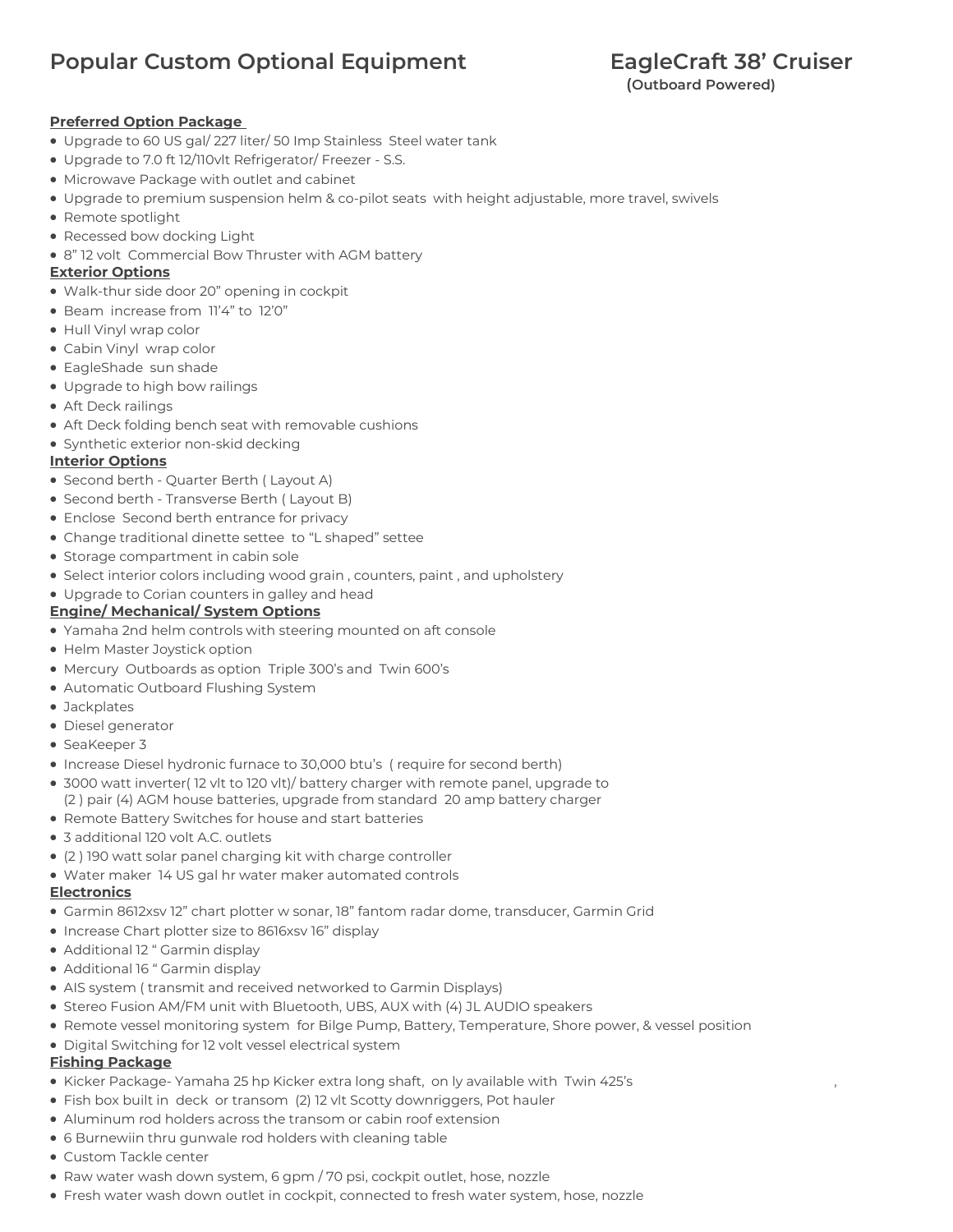# Popular Custom Optional Equipment

## EagleCraft 38' Cruiser
**(Outboard Powered)**

### Preferred Option Package

- Upgrade to 60 US gal/ 227 liter/ 50 Imp Stainless Steel water tank
- Upgrade to 7.0 ft 12/110vlt Refrigerator/ Freezer - S.S.
- Microwave Package with outlet and cabinet
- Upgrade to premium suspension helm & co-pilot seats with height adjustable, more travel, swivels
- Remote spotlight
- Recessed bow docking Light
- 8" 12 volt Commercial Bow Thruster with AGM battery

### Exterior Options

- Walk-thur side door 20" opening in cockpit
- Beam increase from 11'4" to 12'0"
- Hull Vinyl wrap color
- Cabin Vinyl wrap color
- EagleShade sun shade
- Upgrade to high bow railings
- Aft Deck railings
- Aft Deck folding bench seat with removable cushions
- Synthetic exterior non-skid decking

### Interior Options

- Second berth - Quarter Berth ( Layout A)
- Second berth - Transverse Berth ( Layout B)
- Enclose Second berth entrance for privacy
- Change traditional dinette settee to "L shaped" settee
- Storage compartment in cabin sole
- Select interior colors including wood grain , counters, paint , and upholstery
- Upgrade to Corian counters in galley and head

### Engine/ Mechanical/ System Options

- Yamaha 2nd helm controls with steering mounted on aft console
- Helm Master Joystick option
- Mercury Outboards as option Triple 300's and Twin 600's
- Automatic Outboard Flushing System
- Jackplates
- Diesel generator
- SeaKeeper 3
- Increase Diesel hydronic furnace to 30,000 btu's ( require for second berth)
- 3000 watt inverter( 12 vlt to 120 vlt)/ battery charger with remote panel, upgrade to (2 ) pair (4) AGM house batteries, upgrade from standard 20 amp battery charger
- Remote Battery Switches for house and start batteries
- 3 additional 120 volt A.C. outlets
- (2 ) 190 watt solar panel charging kit with charge controller
- Water maker 14 US gal hr water maker automated controls

### Electronics

- Garmin 8612xsv 12" chart plotter w sonar, 18" fantom radar dome, transducer, Garmin Grid
- Increase Chart plotter size to 8616xsv 16" display
- Additional 12 " Garmin display
- Additional 16 " Garmin display
- AIS system ( transmit and received networked to Garmin Displays)
- Stereo Fusion AM/FM unit with Bluetooth, UBS, AUX with (4) JL AUDIO speakers
- Remote vessel monitoring system for Bilge Pump, Battery, Temperature, Shore power, & vessel position
- Digital Switching for 12 volt vessel electrical system

### Fishing Package

- Kicker Package- Yamaha 25 hp Kicker extra long shaft, on ly available with Twin 425's
- Fish box built in deck or transom (2) 12 vlt Scotty downriggers, Pot hauler
- Aluminum rod holders across the transom or cabin roof extension
- 6 Burnewiin thru gunwale rod holders with cleaning table
- Custom Tackle center
- Raw water wash down system, 6 gpm / 70 psi, cockpit outlet, hose, nozzle
- Fresh water wash down outlet in cockpit, connected to fresh water system, hose, nozzle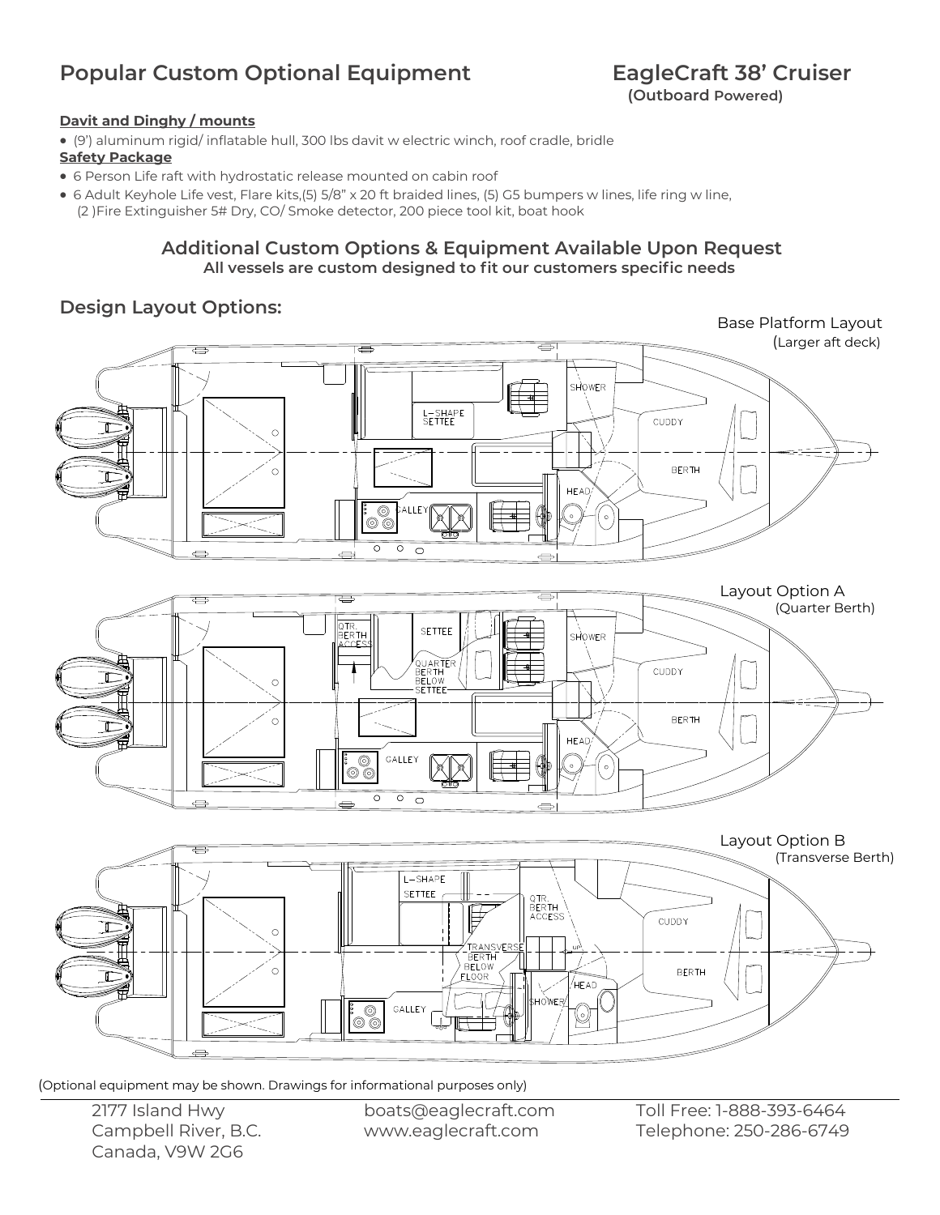# Popular Custom Optional Equipment

## EagleCraft 38' Cruiser
**(Outboard Powered)**

**Davit and Dinghy / mounts**

- (9') aluminum rigid/ inflatable hull, 300 lbs davit w electric winch, roof cradle, bridle

**Safety Package**

- 6 Person Life raft with hydrostatic release mounted on cabin roof
- 6 Adult Keyhole Life vest, Flare kits,(5) 5/8" x 20 ft braided lines, (5) G5 bumpers w lines, life ring w line, (2 )Fire Extinguisher 5# Dry, CO/ Smoke detector, 200 piece tool kit, boat hook

### Additional Custom Options & Equipment Available Upon Request
**All vessels are custom designed to fit our customers specific needs**

## Design Layout Options:

Base Platform Layout
(Larger aft deck)

L-SHAPE SETTEE
SHOWER
CUDDY
BERTH
HEAD
GALLEY

Layout Option A
(Quarter Berth)

QTR. BERTH ACCESS
SETTEE
QUARTER BERTH BELOW SETTEE
SHOWER
CUDDY
BERTH
HEAD
GALLEY

Layout Option B
(Transverse Berth)

L-SHAPE SETTEE
QTR. BERTH ACCESS
CUDDY
TRANSVERSE BERTH BELOW FLOOR
UP
BERTH
HEAD
SHOWER
GALLEY

(Optional equipment may be shown. Drawings for informational purposes only)

2177 Island Hwy
Campbell River, B.C.
Canada, V9W 2G6

boats@eaglecraft.com
www.eaglecraft.com

Toll Free: 1-888-393-6464
Telephone: 250-286-6749